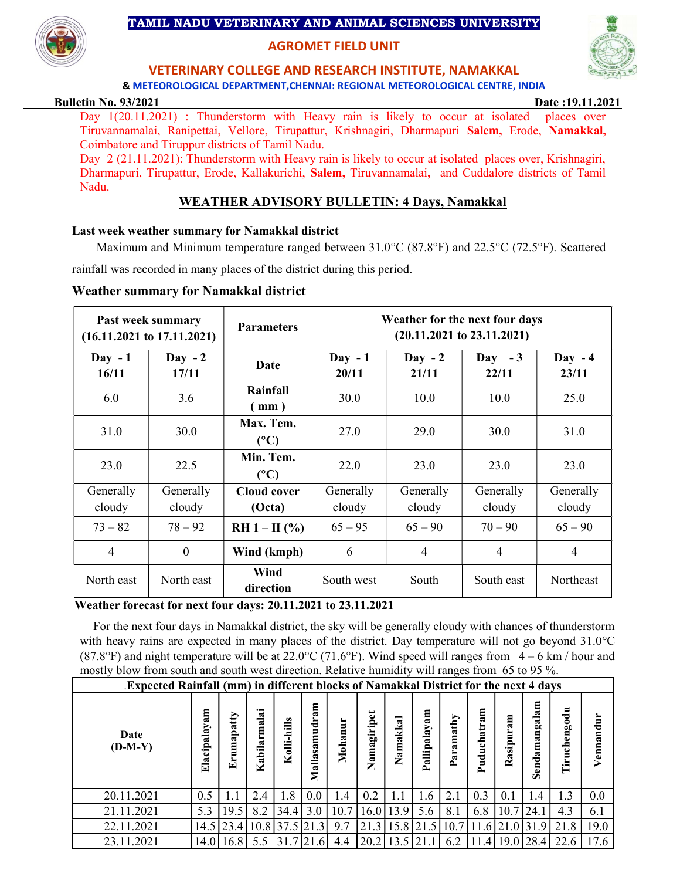# TAMIL NADU VETERINARY AND ANIMAL SCIENCES UNIVERSITY

## AGROMET FIELD UNIT

## VETERINARY COLLEGE AND RESEARCH INSTITUTE, NAMAKKAL

**& METEOROLOGICAL DEPARTMENT,CHENNAI: REGIONAL METEOROLOGICAL CENTRE, INDIA**

**Bulletin No. 93/2021** **Date :19.11.2021**

Day 1(20.11.2021) : Thunderstorm with Heavy rain is likely to occur at isolated places over Tiruvannamalai, Ranipettai, Vellore, Tirupattur, Krishnagiri, Dharmapuri **Salem,** Erode, **Namakkal,** Coimbatore and Tiruppur districts of Tamil Nadu.

Day 2 (21.11.2021): Thunderstorm with Heavy rain is likely to occur at isolated places over, Krishnagiri, Dharmapuri, Tirupattur, Erode, Kallakurichi, **Salem,** Tiruvannamalai**,** and Cuddalore districts of Tamil Nadu.

## WEATHER ADVISORY BULLETIN: 4 Days, Namakkal

**Last week weather summary for Namakkal district**

Maximum and Minimum temperature ranged between 31.0°C (87.8°F) and 22.5°C (72.5°F). Scattered rainfall was recorded in many places of the district during this period.

**Weather summary for Namakkal district**

| Past week summary (16.11.2021 to 17.11.2021) | | Parameters | Weather for the next four days (20.11.2021 to 23.11.2021) | | | |
|---|---|---|---|---|---|---|
| Day - 1 16/11 | Day - 2 17/11 | Date | Day - 1 20/11 | Day - 2 21/11 | Day - 3 22/11 | Day - 4 23/11 |
| 6.0 | 3.6 | Rainfall ( mm ) | 30.0 | 10.0 | 10.0 | 25.0 |
| 31.0 | 30.0 | Max. Tem. (°C) | 27.0 | 29.0 | 30.0 | 31.0 |
| 23.0 | 22.5 | Min. Tem. (°C) | 22.0 | 23.0 | 23.0 | 23.0 |
| Generally cloudy | Generally cloudy | Cloud cover (Octa) | Generally cloudy | Generally cloudy | Generally cloudy | Generally cloudy |
| 73 – 82 | 78 – 92 | RH I – II (%) | 65 – 95 | 65 – 90 | 70 – 90 | 65 – 90 |
| 4 | 0 | Wind (kmph) | 6 | 4 | 4 | 4 |
| North east | North east | Wind direction | South west | South | South east | Northeast |

**Weather forecast for next four days: 20.11.2021 to 23.11.2021**

For the next four days in Namakkal district, the sky will be generally cloudy with chances of thunderstorm with heavy rains are expected in many places of the district. Day temperature will not go beyond 31.0°C (87.8°F) and night temperature will be at 22.0°C (71.6°F). Wind speed will ranges from 4 – 6 km / hour and mostly blow from south and south west direction. Relative humidity will ranges from 65 to 95 %.

**.Expected Rainfall (mm) in different blocks of Namakkal District for the next 4 days**

| Date (D-M-Y) | Elacipalayam | Erumapatty | Kabilarmalai | Kolli-hills | Mallasamudram | Mohanur | Namagiripet | Namakkal | Pallipalayam | Paramathy | Puduchatram | Rasipuram | Sendamangalam | Tiruchengodu | Vennandur |
|---|---|---|---|---|---|---|---|---|---|---|---|---|---|---|---|
| 20.11.2021 | 0.5 | 1.1 | 2.4 | 1.8 | 0.0 | 1.4 | 0.2 | 1.1 | 1.6 | 2.1 | 0.3 | 0.1 | 1.4 | 1.3 | 0.0 |
| 21.11.2021 | 5.3 | 19.5 | 8.2 | 34.4 | 3.0 | 10.7 | 16.0 | 13.9 | 5.6 | 8.1 | 6.8 | 10.7 | 24.1 | 4.3 | 6.1 |
| 22.11.2021 | 14.5 | 23.4 | 10.8 | 37.5 | 21.3 | 9.7 | 21.3 | 15.8 | 21.5 | 10.7 | 11.6 | 21.0 | 31.9 | 21.8 | 19.0 |
| 23.11.2021 | 14.0 | 16.8 | 5.5 | 31.7 | 21.6 | 4.4 | 20.2 | 13.5 | 21.1 | 6.2 | 11.4 | 19.0 | 28.4 | 22.6 | 17.6 |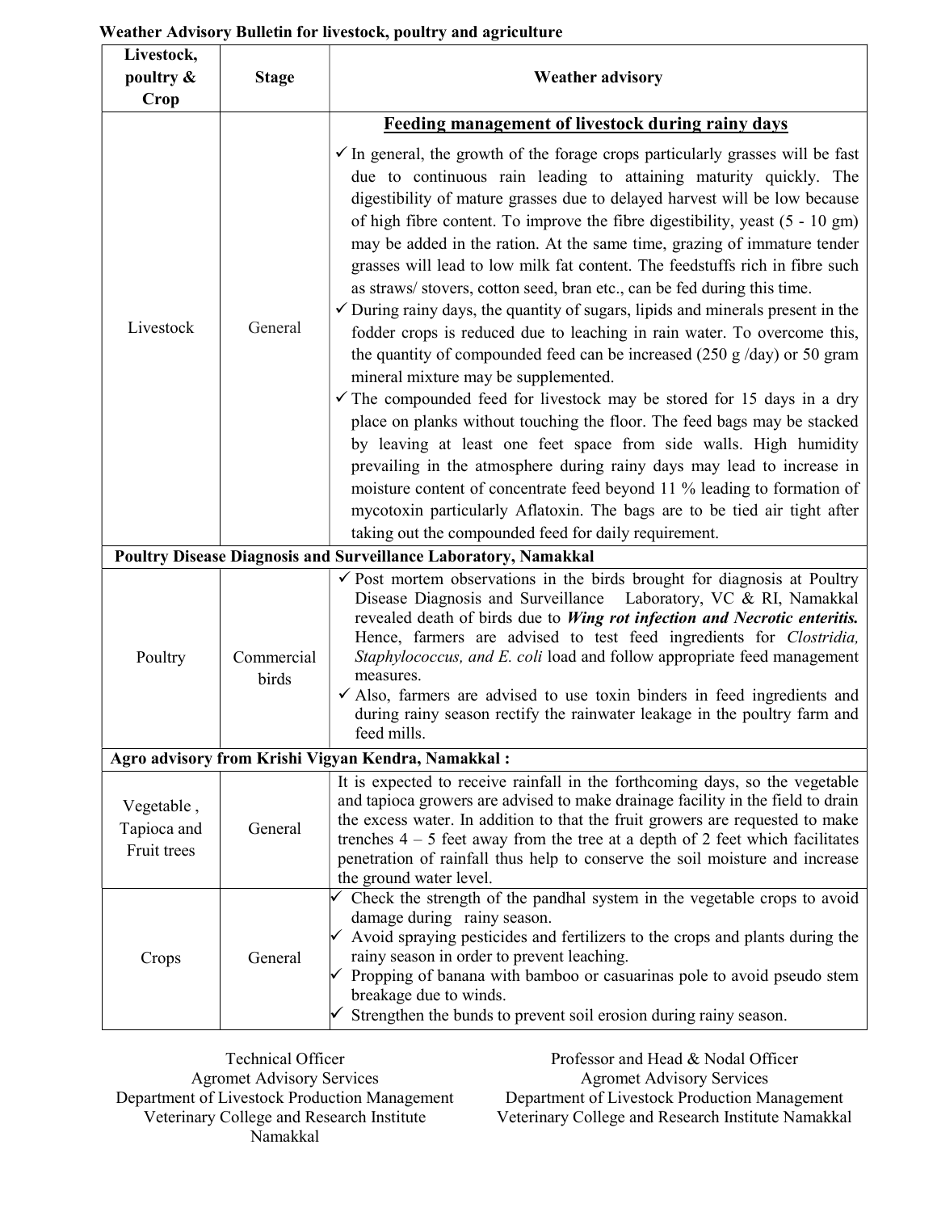**Weather Advisory Bulletin for livestock, poultry and agriculture**

| Livestock, poultry & Crop | Stage | Weather advisory |
|---|---|---|
| Livestock | General | **Feeding management of livestock during rainy days**<br>✓ In general, the growth of the forage crops particularly grasses will be fast due to continuous rain leading to attaining maturity quickly. The digestibility of mature grasses due to delayed harvest will be low because of high fibre content. To improve the fibre digestibility, yeast (5 - 10 gm) may be added in the ration. At the same time, grazing of immature tender grasses will lead to low milk fat content. The feedstuffs rich in fibre such as straws/ stovers, cotton seed, bran etc., can be fed during this time.<br>✓ During rainy days, the quantity of sugars, lipids and minerals present in the fodder crops is reduced due to leaching in rain water. To overcome this, the quantity of compounded feed can be increased (250 g /day) or 50 gram mineral mixture may be supplemented.<br>✓ The compounded feed for livestock may be stored for 15 days in a dry place on planks without touching the floor. The feed bags may be stacked by leaving at least one feet space from side walls. High humidity prevailing in the atmosphere during rainy days may lead to increase in moisture content of concentrate feed beyond 11 % leading to formation of mycotoxin particularly Aflatoxin. The bags are to be tied air tight after taking out the compounded feed for daily requirement. |
| **Poultry Disease Diagnosis and Surveillance Laboratory, Namakkal** | | |
| Poultry | Commercial birds | ✓ Post mortem observations in the birds brought for diagnosis at Poultry Disease Diagnosis and Surveillance Laboratory, VC & RI, Namakkal revealed death of birds due to ***Wing rot infection and Necrotic enteritis.*** Hence, farmers are advised to test feed ingredients for *Clostridia, Staphylococcus, and E. coli* load and follow appropriate feed management measures.<br>✓ Also, farmers are advised to use toxin binders in feed ingredients and during rainy season rectify the rainwater leakage in the poultry farm and feed mills. |
| **Agro advisory from Krishi Vigyan Kendra, Namakkal :** | | |
| Vegetable , Tapioca and Fruit trees | General | It is expected to receive rainfall in the forthcoming days, so the vegetable and tapioca growers are advised to make drainage facility in the field to drain the excess water. In addition to that the fruit growers are requested to make trenches 4 – 5 feet away from the tree at a depth of 2 feet which facilitates penetration of rainfall thus help to conserve the soil moisture and increase the ground water level. |
| Crops | General | ✓ Check the strength of the pandhal system in the vegetable crops to avoid damage during rainy season.<br>✓ Avoid spraying pesticides and fertilizers to the crops and plants during the rainy season in order to prevent leaching.<br>✓ Propping of banana with bamboo or casuarinas pole to avoid pseudo stem breakage due to winds.<br>✓ Strengthen the bunds to prevent soil erosion during rainy season. |

Technical Officer
Agromet Advisory Services
Department of Livestock Production Management
Veterinary College and Research Institute
Namakkal

Professor and Head & Nodal Officer
Agromet Advisory Services
Department of Livestock Production Management
Veterinary College and Research Institute Namakkal